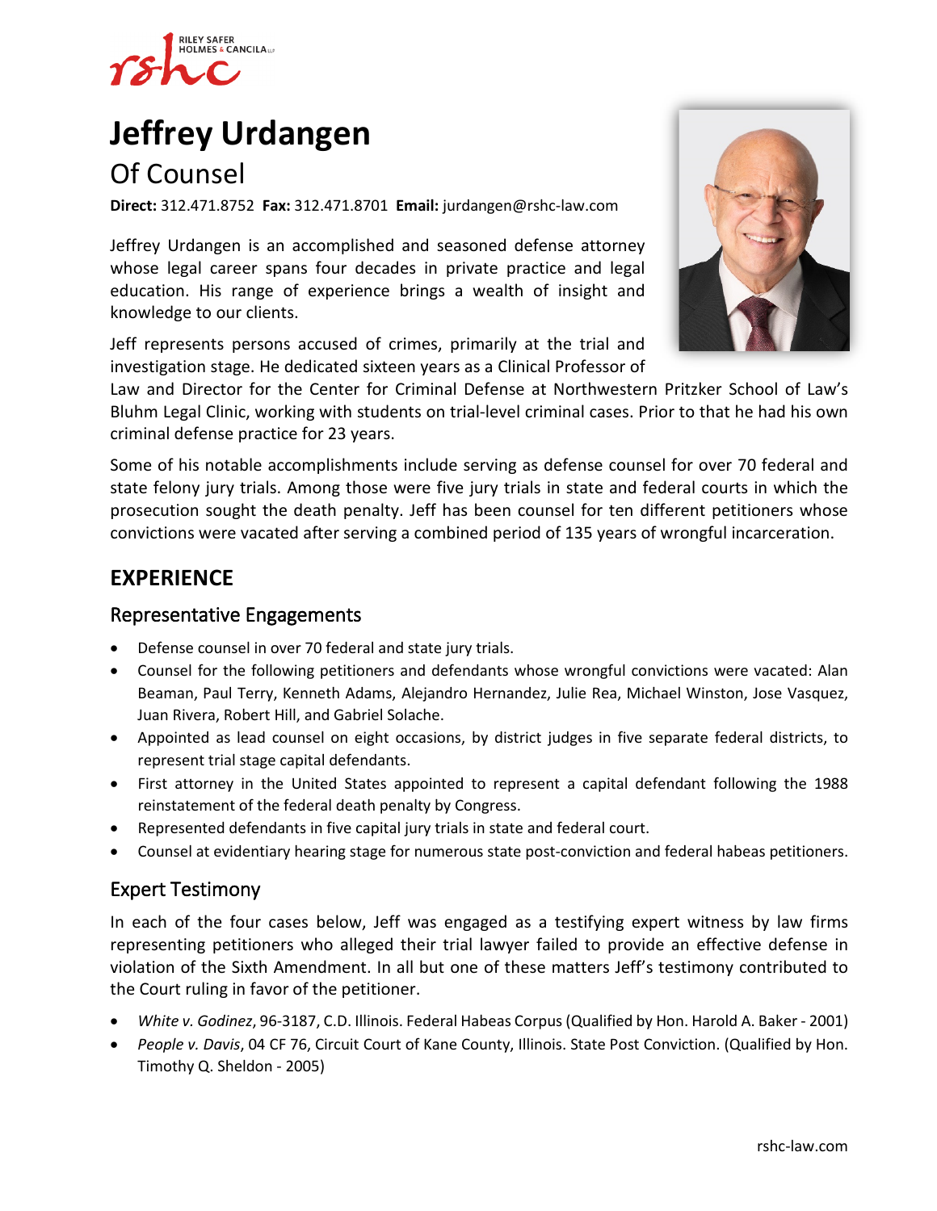# Jeffrey Urdangen

## Of Counsel

**Direct:** 312.471.8752 **Fax:** 312.471.8701 **Email:** jurdangen@rshc-law.com

Jeffrey Urdangen is an accomplished and seasoned defense attorney whose legal career spans four decades in private practice and legal education. His range of experience brings a wealth of insight and knowledge to our clients.

Jeff represents persons accused of crimes, primarily at the trial and investigation stage. He dedicated sixteen years as a Clinical Professor of Law and Director for the Center for Criminal Defense at Northwestern Pritzker School of Law's Bluhm Legal Clinic, working with students on trial-level criminal cases. Prior to that he had his own criminal defense practice for 23 years.

Some of his notable accomplishments include serving as defense counsel for over 70 federal and state felony jury trials. Among those were five jury trials in state and federal courts in which the prosecution sought the death penalty. Jeff has been counsel for ten different petitioners whose convictions were vacated after serving a combined period of 135 years of wrongful incarceration.

## EXPERIENCE

### Representative Engagements

- Defense counsel in over 70 federal and state jury trials.
- Counsel for the following petitioners and defendants whose wrongful convictions were vacated: Alan Beaman, Paul Terry, Kenneth Adams, Alejandro Hernandez, Julie Rea, Michael Winston, Jose Vasquez, Juan Rivera, Robert Hill, and Gabriel Solache.
- Appointed as lead counsel on eight occasions, by district judges in five separate federal districts, to represent trial stage capital defendants.
- First attorney in the United States appointed to represent a capital defendant following the 1988 reinstatement of the federal death penalty by Congress.
- Represented defendants in five capital jury trials in state and federal court.
- Counsel at evidentiary hearing stage for numerous state post-conviction and federal habeas petitioners.

### Expert Testimony

In each of the four cases below, Jeff was engaged as a testifying expert witness by law firms representing petitioners who alleged their trial lawyer failed to provide an effective defense in violation of the Sixth Amendment. In all but one of these matters Jeff's testimony contributed to the Court ruling in favor of the petitioner.

- *White v. Godinez*, 96-3187, C.D. Illinois. Federal Habeas Corpus (Qualified by Hon. Harold A. Baker - 2001)
- *People v. Davis*, 04 CF 76, Circuit Court of Kane County, Illinois. State Post Conviction. (Qualified by Hon. Timothy Q. Sheldon - 2005)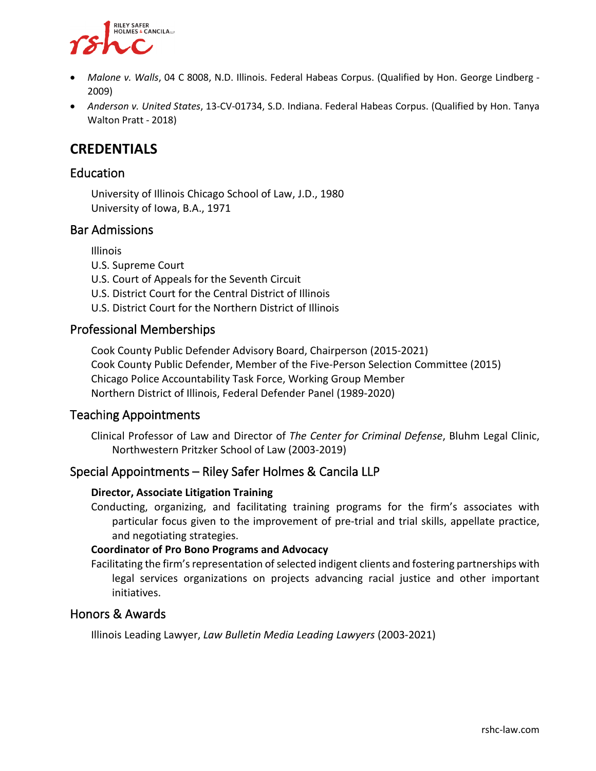- *Malone v. Walls*, 04 C 8008, N.D. Illinois. Federal Habeas Corpus. (Qualified by Hon. George Lindberg - 2009)
- *Anderson v. United States*, 13-CV-01734, S.D. Indiana. Federal Habeas Corpus. (Qualified by Hon. Tanya Walton Pratt - 2018)

# CREDENTIALS

## Education

University of Illinois Chicago School of Law, J.D., 1980
University of Iowa, B.A., 1971

## Bar Admissions

Illinois
U.S. Supreme Court
U.S. Court of Appeals for the Seventh Circuit
U.S. District Court for the Central District of Illinois
U.S. District Court for the Northern District of Illinois

## Professional Memberships

Cook County Public Defender Advisory Board, Chairperson (2015-2021)
Cook County Public Defender, Member of the Five-Person Selection Committee (2015)
Chicago Police Accountability Task Force, Working Group Member
Northern District of Illinois, Federal Defender Panel (1989-2020)

## Teaching Appointments

Clinical Professor of Law and Director of *The Center for Criminal Defense*, Bluhm Legal Clinic, Northwestern Pritzker School of Law (2003-2019)

## Special Appointments – Riley Safer Holmes & Cancila LLP

**Director, Associate Litigation Training**

Conducting, organizing, and facilitating training programs for the firm's associates with particular focus given to the improvement of pre-trial and trial skills, appellate practice, and negotiating strategies.

**Coordinator of Pro Bono Programs and Advocacy**

Facilitating the firm's representation of selected indigent clients and fostering partnerships with legal services organizations on projects advancing racial justice and other important initiatives.

## Honors & Awards

Illinois Leading Lawyer, *Law Bulletin Media Leading Lawyers* (2003-2021)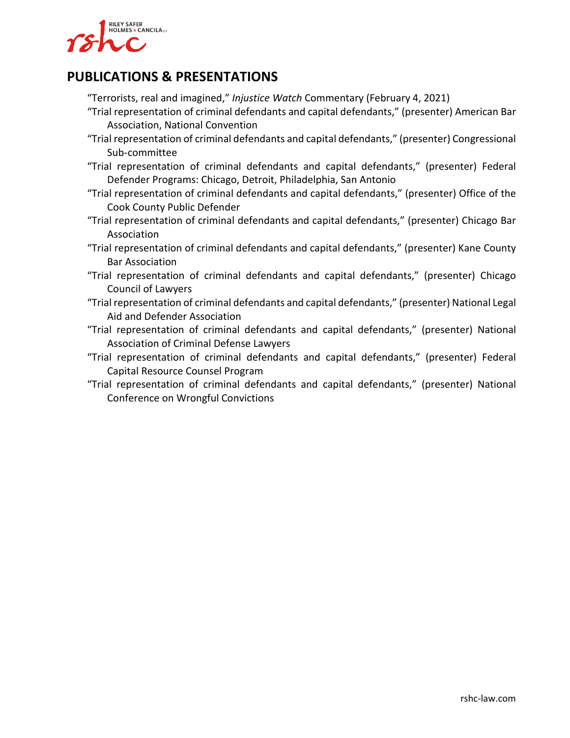## PUBLICATIONS & PRESENTATIONS

"Terrorists, real and imagined," *Injustice Watch* Commentary (February 4, 2021)

"Trial representation of criminal defendants and capital defendants," (presenter) American Bar Association, National Convention

"Trial representation of criminal defendants and capital defendants," (presenter) Congressional Sub-committee

"Trial representation of criminal defendants and capital defendants," (presenter) Federal Defender Programs: Chicago, Detroit, Philadelphia, San Antonio

"Trial representation of criminal defendants and capital defendants," (presenter) Office of the Cook County Public Defender

"Trial representation of criminal defendants and capital defendants," (presenter) Chicago Bar Association

"Trial representation of criminal defendants and capital defendants," (presenter) Kane County Bar Association

"Trial representation of criminal defendants and capital defendants," (presenter) Chicago Council of Lawyers

"Trial representation of criminal defendants and capital defendants," (presenter) National Legal Aid and Defender Association

"Trial representation of criminal defendants and capital defendants," (presenter) National Association of Criminal Defense Lawyers

"Trial representation of criminal defendants and capital defendants," (presenter) Federal Capital Resource Counsel Program

"Trial representation of criminal defendants and capital defendants," (presenter) National Conference on Wrongful Convictions